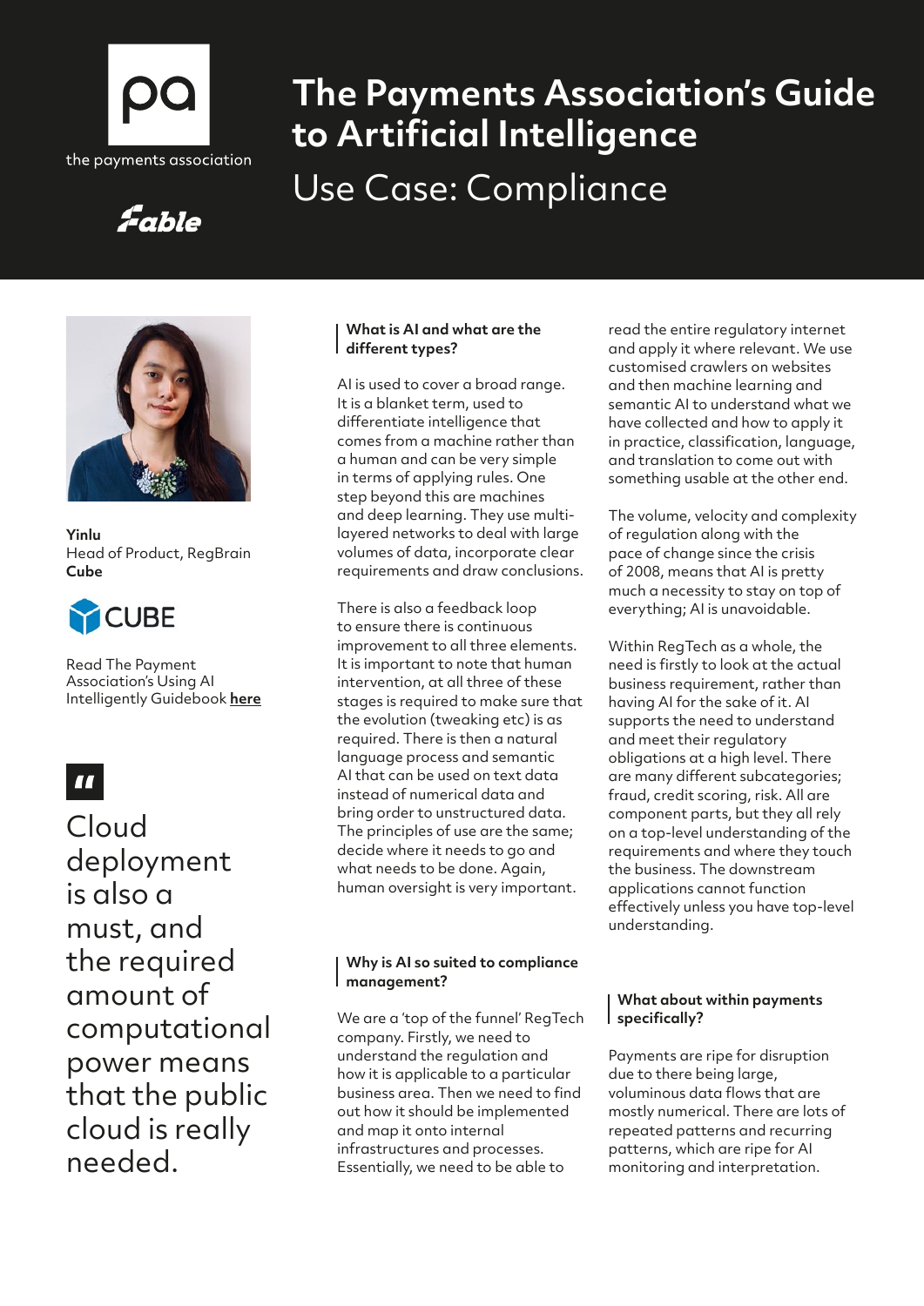# The Payments Association's Guide to Artificial Intelligence

## Use Case: Compliance

**Yinlu**
Head of Product, RegBrain
**Cube**

Read The Payment Association's Using AI Intelligently Guidebook **here**

> Cloud deployment is also a must, and the required amount of computational power means that the public cloud is really needed.

### What is AI and what are the different types?

AI is used to cover a broad range. It is a blanket term, used to differentiate intelligence that comes from a machine rather than a human and can be very simple in terms of applying rules. One step beyond this are machines and deep learning. They use multi-layered networks to deal with large volumes of data, incorporate clear requirements and draw conclusions.

There is also a feedback loop to ensure there is continuous improvement to all three elements. It is important to note that human intervention, at all three of these stages is required to make sure that the evolution (tweaking etc) is as required. There is then a natural language process and semantic AI that can be used on text data instead of numerical data and bring order to unstructured data. The principles of use are the same; decide where it needs to go and what needs to be done. Again, human oversight is very important.

### Why is AI so suited to compliance management?

We are a 'top of the funnel' RegTech company. Firstly, we need to understand the regulation and how it is applicable to a particular business area. Then we need to find out how it should be implemented and map it onto internal infrastructures and processes. Essentially, we need to be able to read the entire regulatory internet and apply it where relevant. We use customised crawlers on websites and then machine learning and semantic AI to understand what we have collected and how to apply it in practice, classification, language, and translation to come out with something usable at the other end.

The volume, velocity and complexity of regulation along with the pace of change since the crisis of 2008, means that AI is pretty much a necessity to stay on top of everything; AI is unavoidable.

Within RegTech as a whole, the need is firstly to look at the actual business requirement, rather than having AI for the sake of it. AI supports the need to understand and meet their regulatory obligations at a high level. There are many different subcategories; fraud, credit scoring, risk. All are component parts, but they all rely on a top-level understanding of the requirements and where they touch the business. The downstream applications cannot function effectively unless you have top-level understanding.

### What about within payments specifically?

Payments are ripe for disruption due to there being large, voluminous data flows that are mostly numerical. There are lots of repeated patterns and recurring patterns, which are ripe for AI monitoring and interpretation.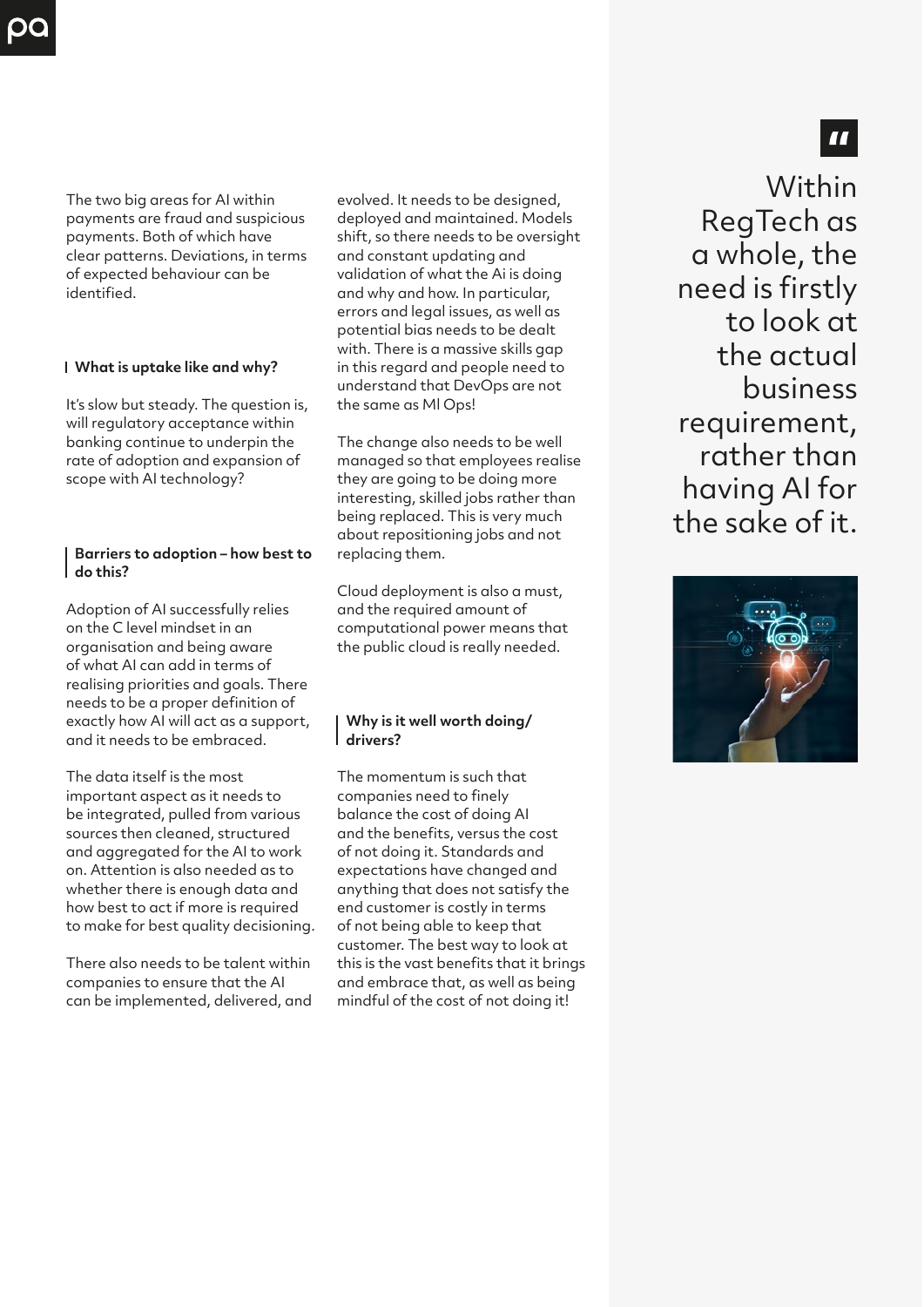The two big areas for AI within payments are fraud and suspicious payments. Both of which have clear patterns. Deviations, in terms of expected behaviour can be identified.

## What is uptake like and why?

It's slow but steady. The question is, will regulatory acceptance within banking continue to underpin the rate of adoption and expansion of scope with AI technology?

## Barriers to adoption – how best to do this?

Adoption of AI successfully relies on the C level mindset in an organisation and being aware of what AI can add in terms of realising priorities and goals. There needs to be a proper definition of exactly how AI will act as a support, and it needs to be embraced.

The data itself is the most important aspect as it needs to be integrated, pulled from various sources then cleaned, structured and aggregated for the AI to work on. Attention is also needed as to whether there is enough data and how best to act if more is required to make for best quality decisioning.

There also needs to be talent within companies to ensure that the AI can be implemented, delivered, and evolved. It needs to be designed, deployed and maintained. Models shift, so there needs to be oversight and constant updating and validation of what the Ai is doing and why and how. In particular, errors and legal issues, as well as potential bias needs to be dealt with. There is a massive skills gap in this regard and people need to understand that DevOps are not the same as MI Ops!

The change also needs to be well managed so that employees realise they are going to be doing more interesting, skilled jobs rather than being replaced. This is very much about repositioning jobs and not replacing them.

Cloud deployment is also a must, and the required amount of computational power means that the public cloud is really needed.

## Why is it well worth doing/drivers?

The momentum is such that companies need to finely balance the cost of doing AI and the benefits, versus the cost of not doing it. Standards and expectations have changed and anything that does not satisfy the end customer is costly in terms of not being able to keep that customer. The best way to look at this is the vast benefits that it brings and embrace that, as well as being mindful of the cost of not doing it!

> Within RegTech as a whole, the need is firstly to look at the actual business requirement, rather than having AI for the sake of it.